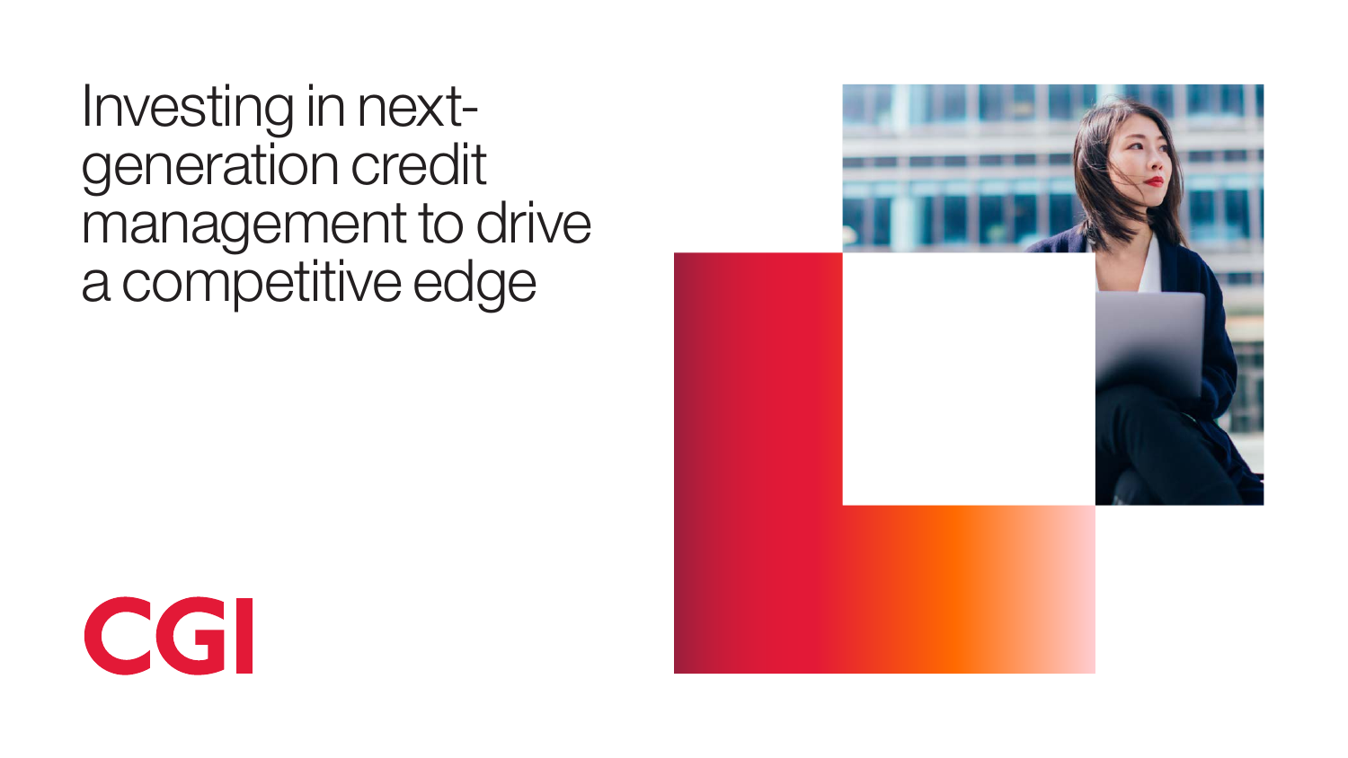# Investing in next-generation credit management to drive a competitive edge

CGI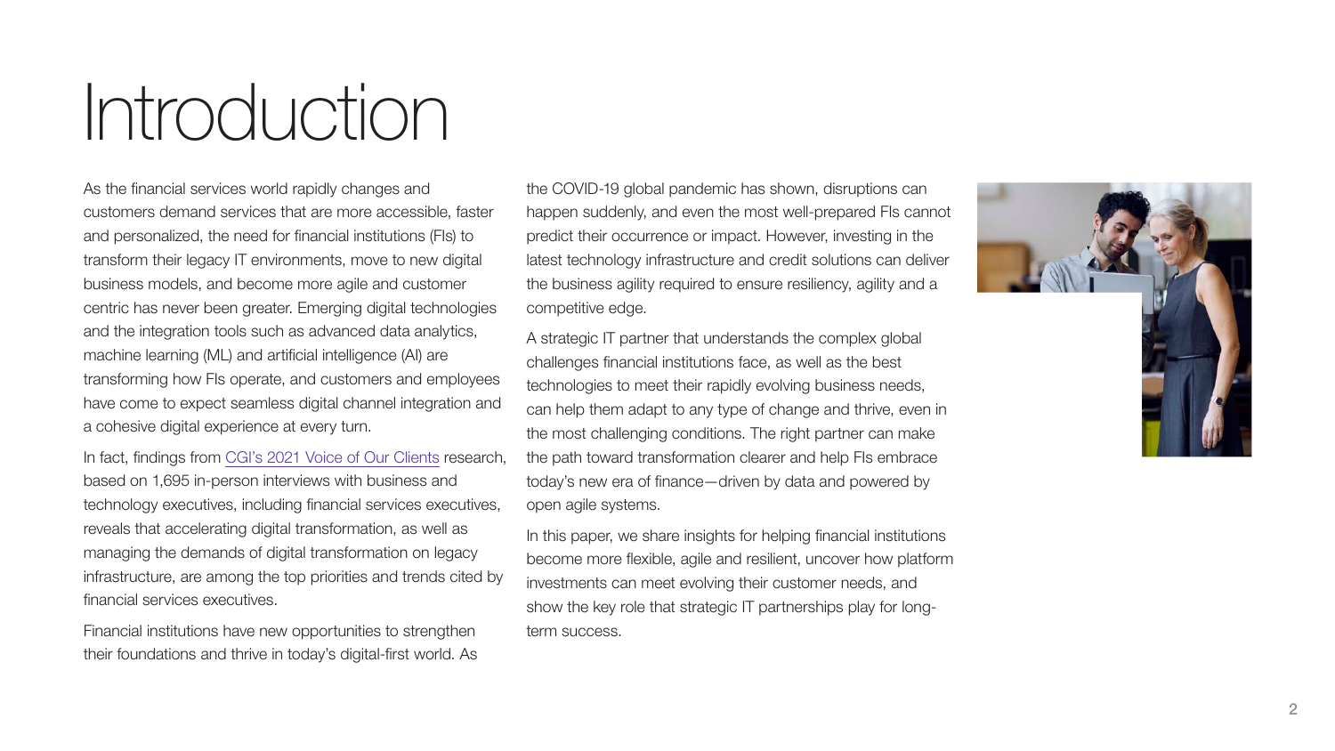# Introduction

As the financial services world rapidly changes and customers demand services that are more accessible, faster and personalized, the need for financial institutions (FIs) to transform their legacy IT environments, move to new digital business models, and become more agile and customer centric has never been greater. Emerging digital technologies and the integration tools such as advanced data analytics, machine learning (ML) and artificial intelligence (AI) are transforming how FIs operate, and customers and employees have come to expect seamless digital channel integration and a cohesive digital experience at every turn.

In fact, findings from CGI's 2021 Voice of Our Clients research, based on 1,695 in-person interviews with business and technology executives, including financial services executives, reveals that accelerating digital transformation, as well as managing the demands of digital transformation on legacy infrastructure, are among the top priorities and trends cited by financial services executives.

Financial institutions have new opportunities to strengthen their foundations and thrive in today's digital-first world. As the COVID-19 global pandemic has shown, disruptions can happen suddenly, and even the most well-prepared FIs cannot predict their occurrence or impact. However, investing in the latest technology infrastructure and credit solutions can deliver the business agility required to ensure resiliency, agility and a competitive edge.

A strategic IT partner that understands the complex global challenges financial institutions face, as well as the best technologies to meet their rapidly evolving business needs, can help them adapt to any type of change and thrive, even in the most challenging conditions. The right partner can make the path toward transformation clearer and help FIs embrace today's new era of finance—driven by data and powered by open agile systems.

In this paper, we share insights for helping financial institutions become more flexible, agile and resilient, uncover how platform investments can meet evolving their customer needs, and show the key role that strategic IT partnerships play for long-term success.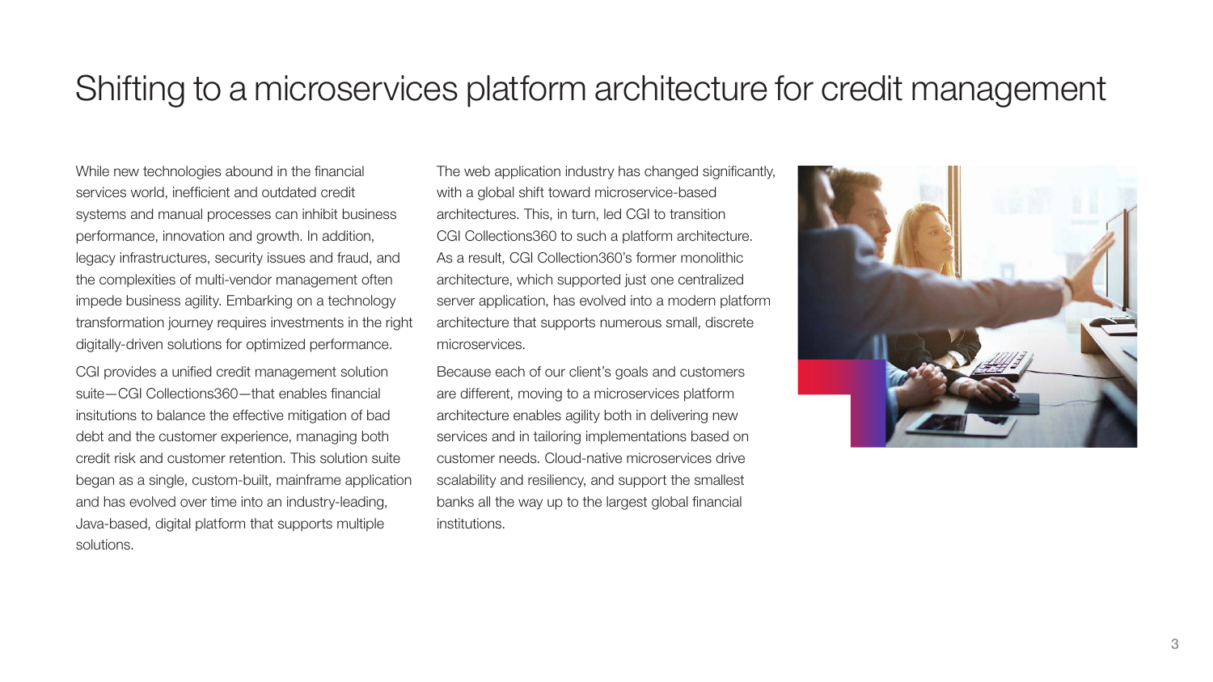# Shifting to a microservices platform architecture for credit management

While new technologies abound in the financial services world, inefficient and outdated credit systems and manual processes can inhibit business performance, innovation and growth. In addition, legacy infrastructures, security issues and fraud, and the complexities of multi-vendor management often impede business agility. Embarking on a technology transformation journey requires investments in the right digitally-driven solutions for optimized performance.

CGI provides a unified credit management solution suite—CGI Collections360—that enables financial insitutions to balance the effective mitigation of bad debt and the customer experience, managing both credit risk and customer retention. This solution suite began as a single, custom-built, mainframe application and has evolved over time into an industry-leading, Java-based, digital platform that supports multiple solutions.

The web application industry has changed significantly, with a global shift toward microservice-based architectures. This, in turn, led CGI to transition CGI Collections360 to such a platform architecture. As a result, CGI Collection360's former monolithic architecture, which supported just one centralized server application, has evolved into a modern platform architecture that supports numerous small, discrete microservices.

Because each of our client's goals and customers are different, moving to a microservices platform architecture enables agility both in delivering new services and in tailoring implementations based on customer needs. Cloud-native microservices drive scalability and resiliency, and support the smallest banks all the way up to the largest global financial institutions.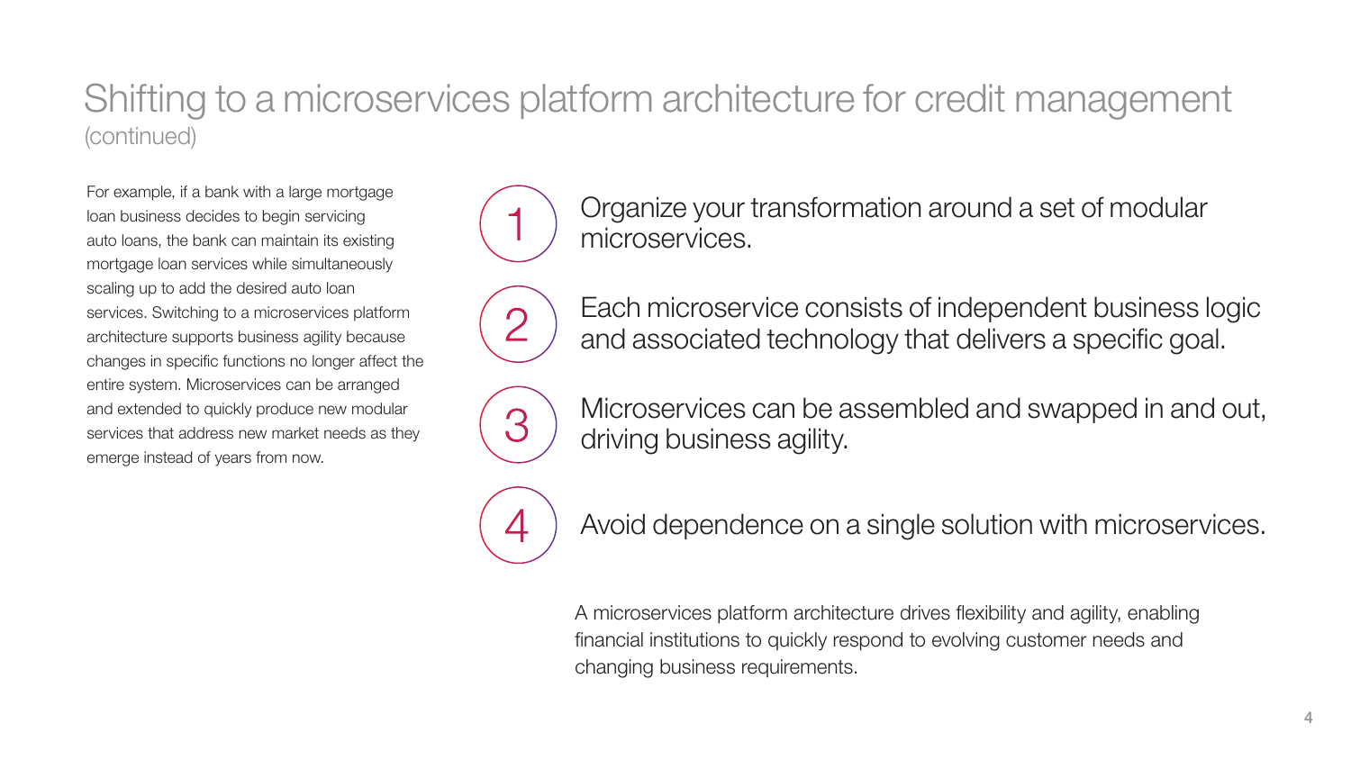# Shifting to a microservices platform architecture for credit management (continued)

For example, if a bank with a large mortgage loan business decides to begin servicing auto loans, the bank can maintain its existing mortgage loan services while simultaneously scaling up to add the desired auto loan services. Switching to a microservices platform architecture supports business agility because changes in specific functions no longer affect the entire system. Microservices can be arranged and extended to quickly produce new modular services that address new market needs as they emerge instead of years from now.

1. Organize your transformation around a set of modular microservices.
2. Each microservice consists of independent business logic and associated technology that delivers a specific goal.
3. Microservices can be assembled and swapped in and out, driving business agility.
4. Avoid dependence on a single solution with microservices.

A microservices platform architecture drives flexibility and agility, enabling financial institutions to quickly respond to evolving customer needs and changing business requirements.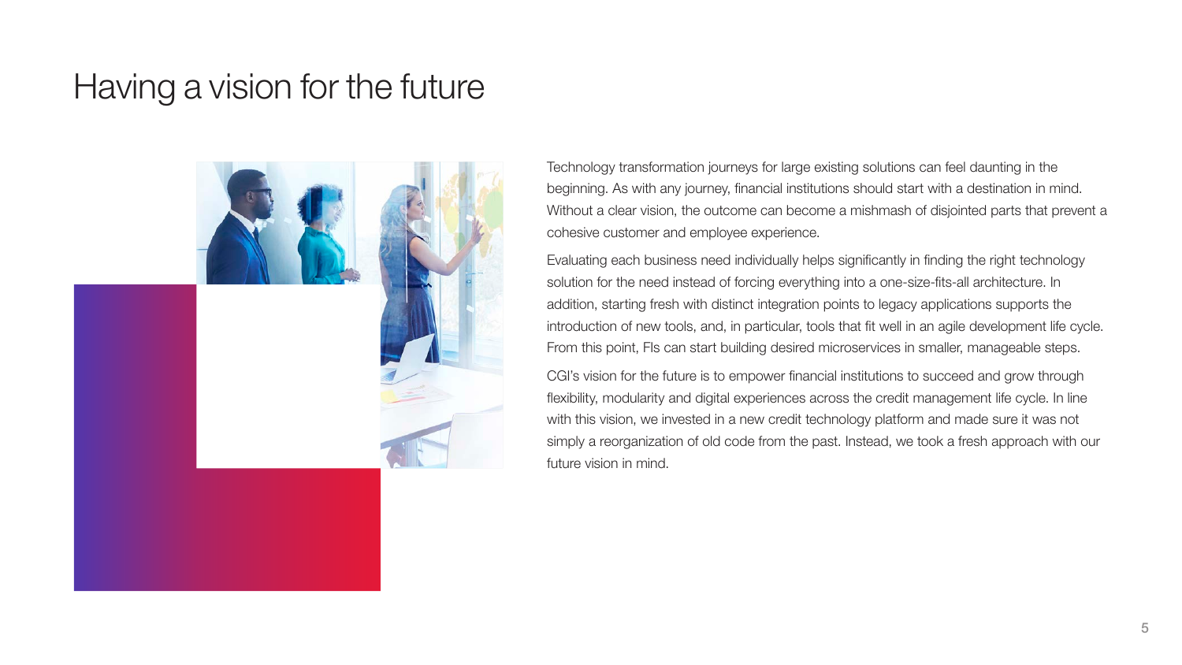# Having a vision for the future

Technology transformation journeys for large existing solutions can feel daunting in the beginning. As with any journey, financial institutions should start with a destination in mind. Without a clear vision, the outcome can become a mishmash of disjointed parts that prevent a cohesive customer and employee experience.

Evaluating each business need individually helps significantly in finding the right technology solution for the need instead of forcing everything into a one-size-fits-all architecture. In addition, starting fresh with distinct integration points to legacy applications supports the introduction of new tools, and, in particular, tools that fit well in an agile development life cycle. From this point, FIs can start building desired microservices in smaller, manageable steps.

CGI's vision for the future is to empower financial institutions to succeed and grow through flexibility, modularity and digital experiences across the credit management life cycle. In line with this vision, we invested in a new credit technology platform and made sure it was not simply a reorganization of old code from the past. Instead, we took a fresh approach with our future vision in mind.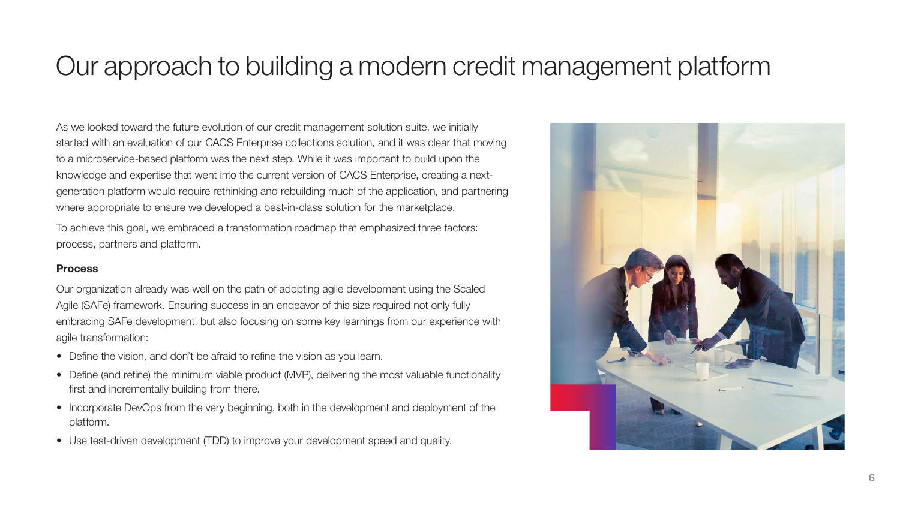# Our approach to building a modern credit management platform

As we looked toward the future evolution of our credit management solution suite, we initially started with an evaluation of our CACS Enterprise collections solution, and it was clear that moving to a microservice-based platform was the next step. While it was important to build upon the knowledge and expertise that went into the current version of CACS Enterprise, creating a next-generation platform would require rethinking and rebuilding much of the application, and partnering where appropriate to ensure we developed a best-in-class solution for the marketplace.

To achieve this goal, we embraced a transformation roadmap that emphasized three factors: process, partners and platform.

**Process**

Our organization already was well on the path of adopting agile development using the Scaled Agile (SAFe) framework. Ensuring success in an endeavor of this size required not only fully embracing SAFe development, but also focusing on some key learnings from our experience with agile transformation:

- Define the vision, and don't be afraid to refine the vision as you learn.
- Define (and refine) the minimum viable product (MVP), delivering the most valuable functionality first and incrementally building from there.
- Incorporate DevOps from the very beginning, both in the development and deployment of the platform.
- Use test-driven development (TDD) to improve your development speed and quality.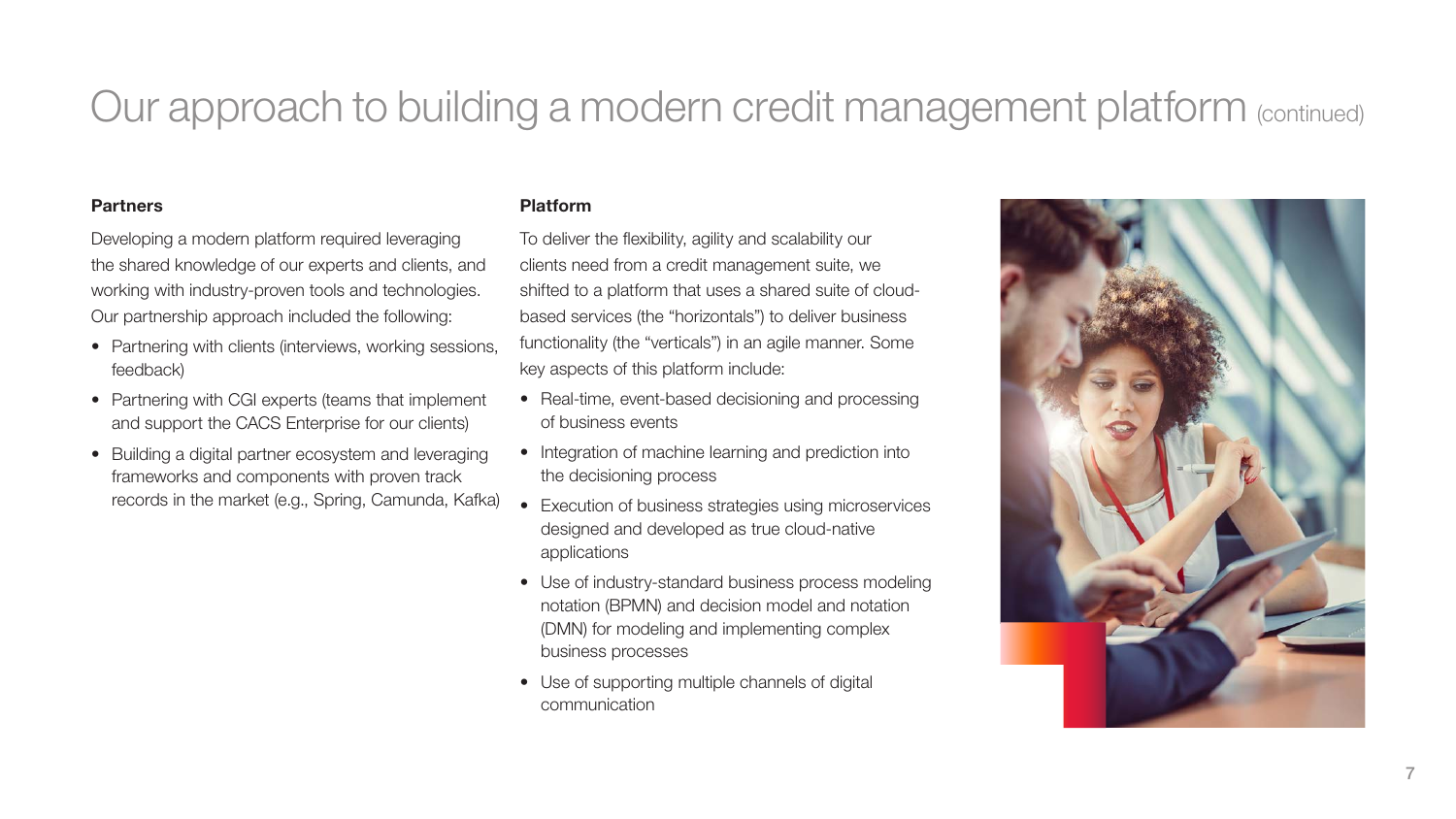# Our approach to building a modern credit management platform (continued)

### Partners

Developing a modern platform required leveraging the shared knowledge of our experts and clients, and working with industry-proven tools and technologies. Our partnership approach included the following:

- Partnering with clients (interviews, working sessions, feedback)
- Partnering with CGI experts (teams that implement and support the CACS Enterprise for our clients)
- Building a digital partner ecosystem and leveraging frameworks and components with proven track records in the market (e.g., Spring, Camunda, Kafka)

### Platform

To deliver the flexibility, agility and scalability our clients need from a credit management suite, we shifted to a platform that uses a shared suite of cloud-based services (the "horizontals") to deliver business functionality (the "verticals") in an agile manner. Some key aspects of this platform include:

- Real-time, event-based decisioning and processing of business events
- Integration of machine learning and prediction into the decisioning process
- Execution of business strategies using microservices designed and developed as true cloud-native applications
- Use of industry-standard business process modeling notation (BPMN) and decision model and notation (DMN) for modeling and implementing complex business processes
- Use of supporting multiple channels of digital communication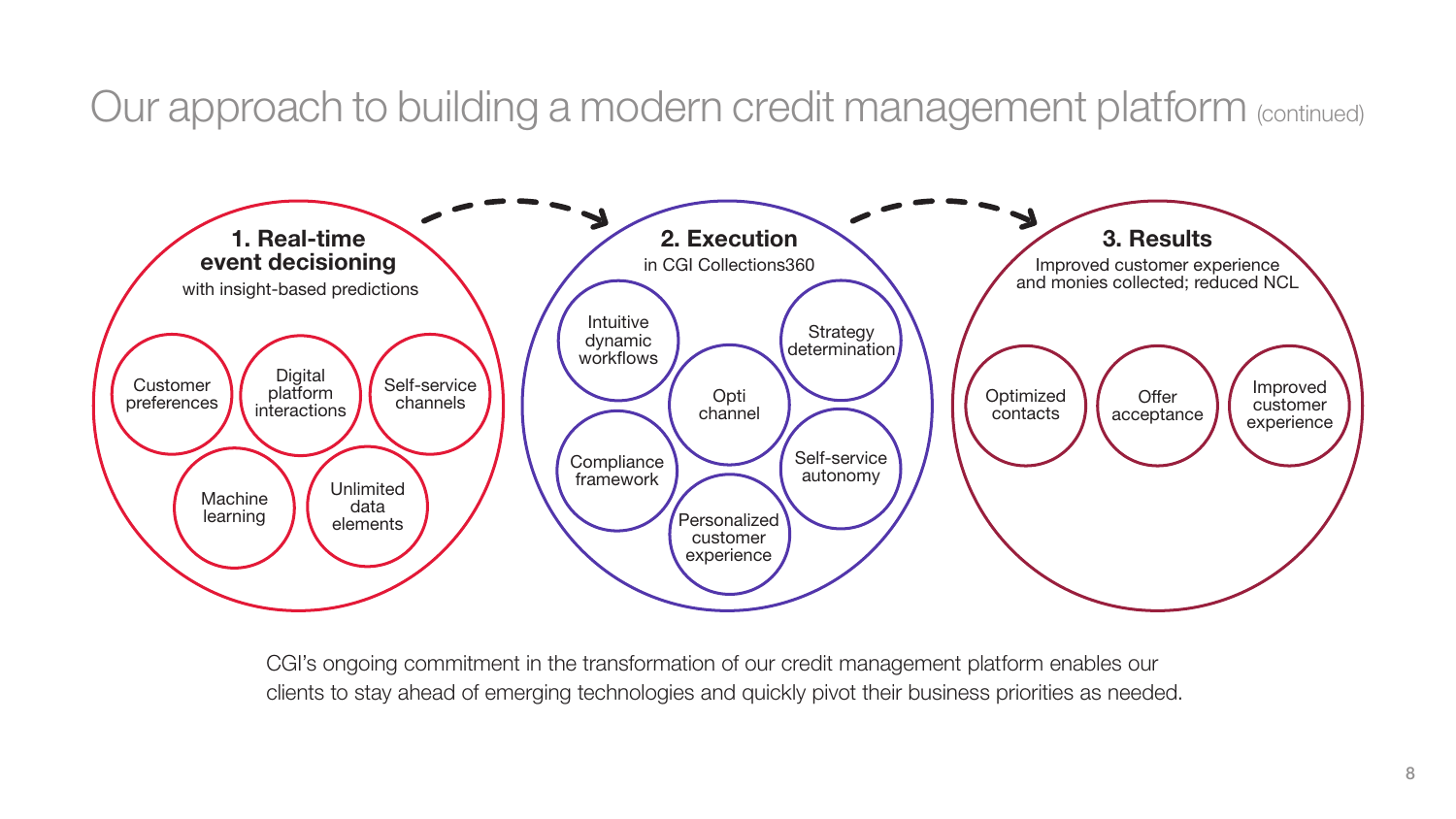# Our approach to building a modern credit management platform (continued)

### 1. Real-time event decisioning
with insight-based predictions

- Customer preferences
- Digital platform interactions
- Self-service channels
- Machine learning
- Unlimited data elements

### 2. Execution
in CGI Collections360

- Intuitive dynamic workflows
- Strategy determination
- Opti channel
- Compliance framework
- Self-service autonomy
- Personalized customer experience

### 3. Results
Improved customer experience and monies collected; reduced NCL

- Optimized contacts
- Offer acceptance
- Improved customer experience

CGI's ongoing commitment in the transformation of our credit management platform enables our clients to stay ahead of emerging technologies and quickly pivot their business priorities as needed.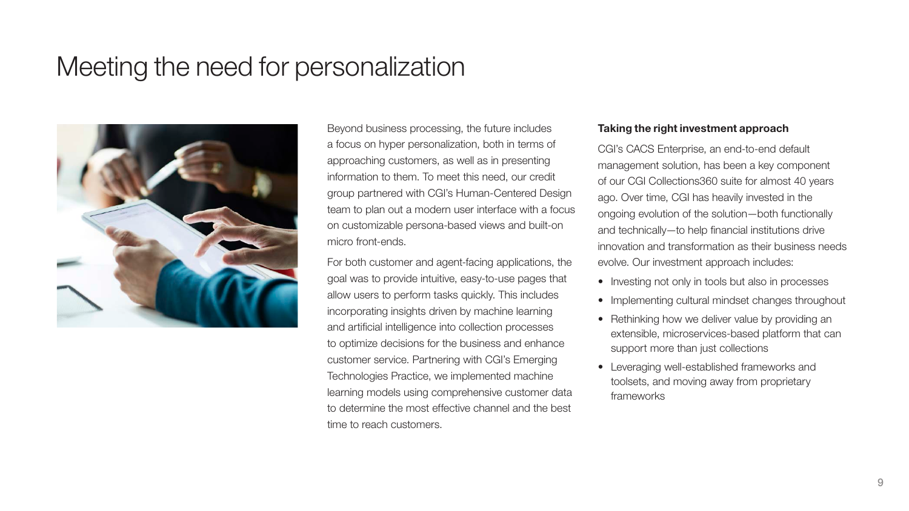# Meeting the need for personalization

Beyond business processing, the future includes a focus on hyper personalization, both in terms of approaching customers, as well as in presenting information to them. To meet this need, our credit group partnered with CGI's Human-Centered Design team to plan out a modern user interface with a focus on customizable persona-based views and built-on micro front-ends.

For both customer and agent-facing applications, the goal was to provide intuitive, easy-to-use pages that allow users to perform tasks quickly. This includes incorporating insights driven by machine learning and artificial intelligence into collection processes to optimize decisions for the business and enhance customer service. Partnering with CGI's Emerging Technologies Practice, we implemented machine learning models using comprehensive customer data to determine the most effective channel and the best time to reach customers.

**Taking the right investment approach**

CGI's CACS Enterprise, an end-to-end default management solution, has been a key component of our CGI Collections360 suite for almost 40 years ago. Over time, CGI has heavily invested in the ongoing evolution of the solution—both functionally and technically—to help financial institutions drive innovation and transformation as their business needs evolve. Our investment approach includes:

- Investing not only in tools but also in processes
- Implementing cultural mindset changes throughout
- Rethinking how we deliver value by providing an extensible, microservices-based platform that can support more than just collections
- Leveraging well-established frameworks and toolsets, and moving away from proprietary frameworks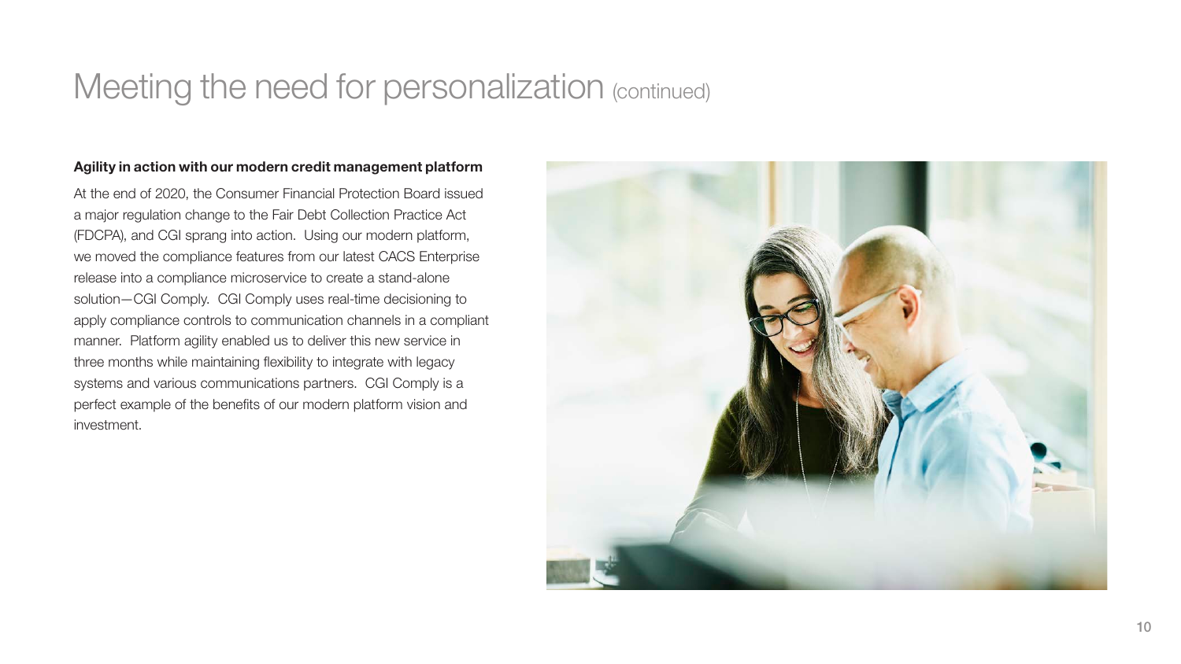# Meeting the need for personalization (continued)

**Agility in action with our modern credit management platform**

At the end of 2020, the Consumer Financial Protection Board issued a major regulation change to the Fair Debt Collection Practice Act (FDCPA), and CGI sprang into action. Using our modern platform, we moved the compliance features from our latest CACS Enterprise release into a compliance microservice to create a stand-alone solution—CGI Comply. CGI Comply uses real-time decisioning to apply compliance controls to communication channels in a compliant manner. Platform agility enabled us to deliver this new service in three months while maintaining flexibility to integrate with legacy systems and various communications partners. CGI Comply is a perfect example of the benefits of our modern platform vision and investment.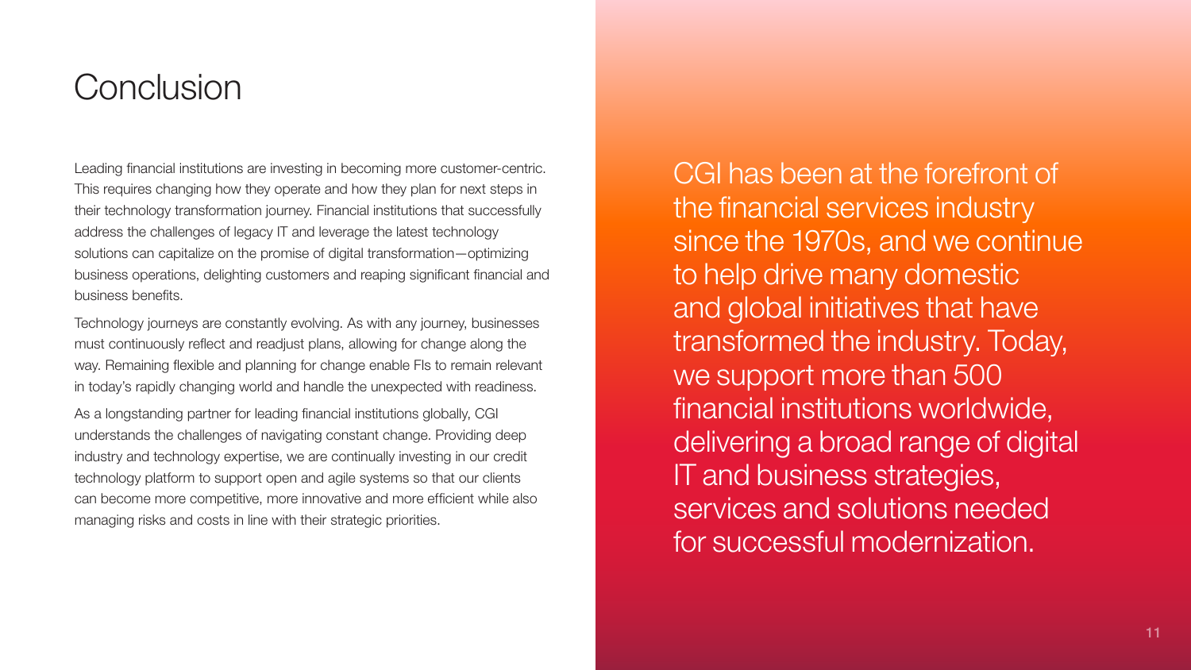# Conclusion

Leading financial institutions are investing in becoming more customer-centric. This requires changing how they operate and how they plan for next steps in their technology transformation journey. Financial institutions that successfully address the challenges of legacy IT and leverage the latest technology solutions can capitalize on the promise of digital transformation—optimizing business operations, delighting customers and reaping significant financial and business benefits.

Technology journeys are constantly evolving. As with any journey, businesses must continuously reflect and readjust plans, allowing for change along the way. Remaining flexible and planning for change enable FIs to remain relevant in today's rapidly changing world and handle the unexpected with readiness.

As a longstanding partner for leading financial institutions globally, CGI understands the challenges of navigating constant change. Providing deep industry and technology expertise, we are continually investing in our credit technology platform to support open and agile systems so that our clients can become more competitive, more innovative and more efficient while also managing risks and costs in line with their strategic priorities.

CGI has been at the forefront of the financial services industry since the 1970s, and we continue to help drive many domestic and global initiatives that have transformed the industry. Today, we support more than 500 financial institutions worldwide, delivering a broad range of digital IT and business strategies, services and solutions needed for successful modernization.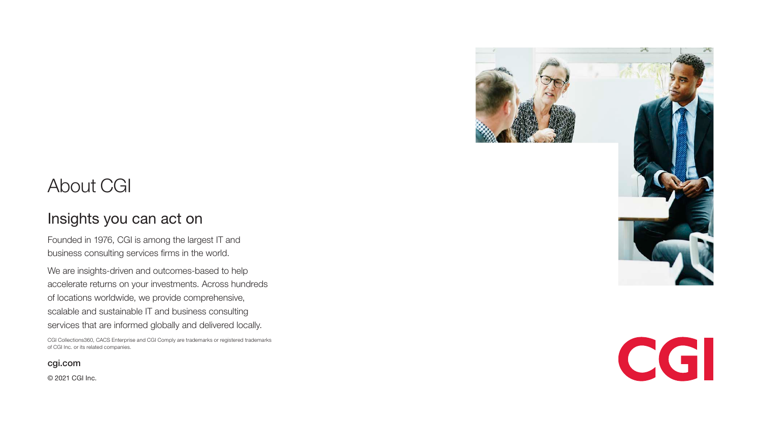# About CGI

## Insights you can act on

Founded in 1976, CGI is among the largest IT and business consulting services firms in the world.

We are insights-driven and outcomes-based to help accelerate returns on your investments. Across hundreds of locations worldwide, we provide comprehensive, scalable and sustainable IT and business consulting services that are informed globally and delivered locally.

CGI Collections360, CACS Enterprise and CGI Comply are trademarks or registered trademarks of CGI Inc. or its related companies.

**cgi.com**

© 2021 CGI Inc.